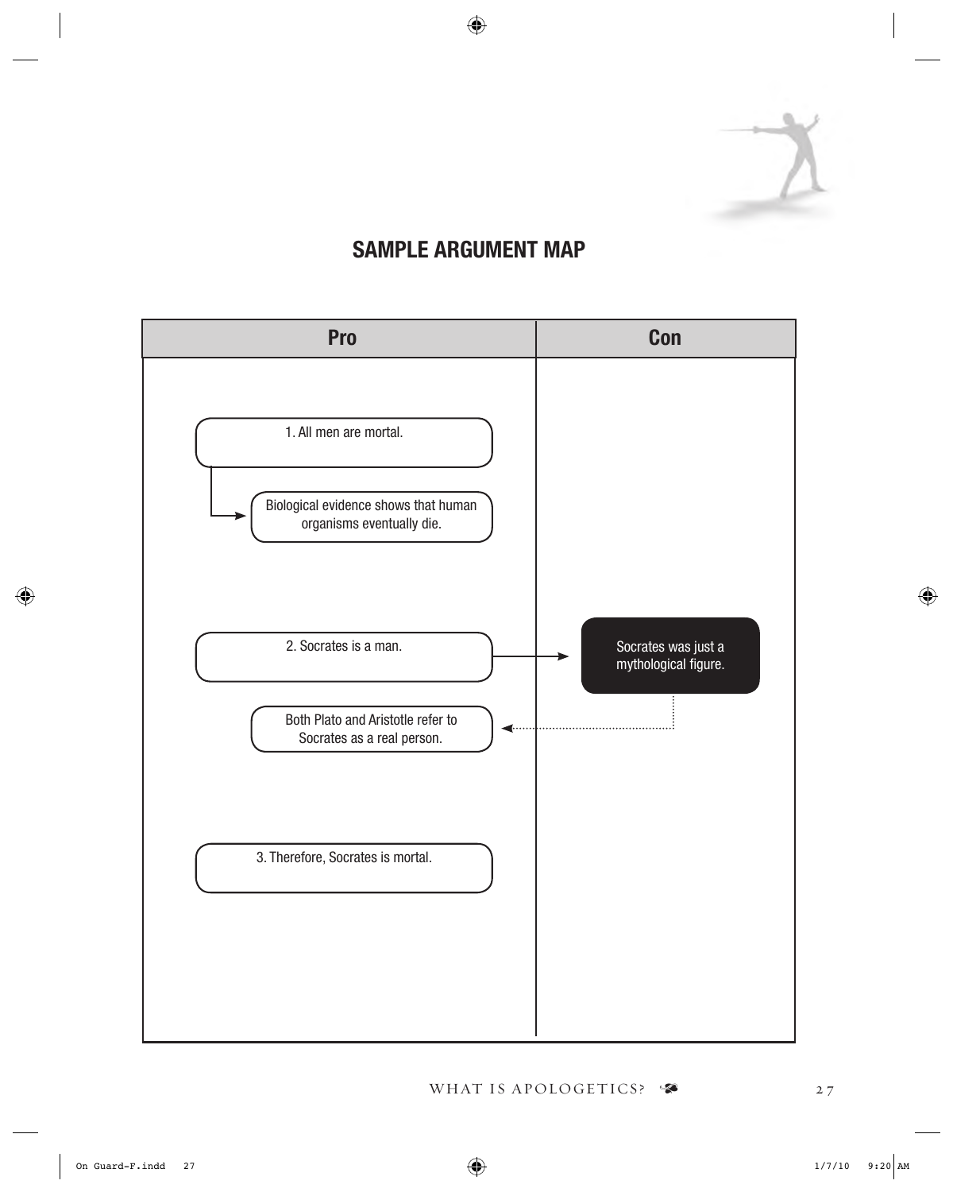## SAMPLE ARGUMENT MAP

| Pro | Con |
| --- | --- |
| 1. All men are mortal. | |
| Biological evidence shows that human organisms eventually die. | |
| 2. Socrates is a man. | Socrates was just a mythological figure. |
| Both Plato and Aristotle refer to Socrates as a real person. | |
| 3. Therefore, Socrates is mortal. | |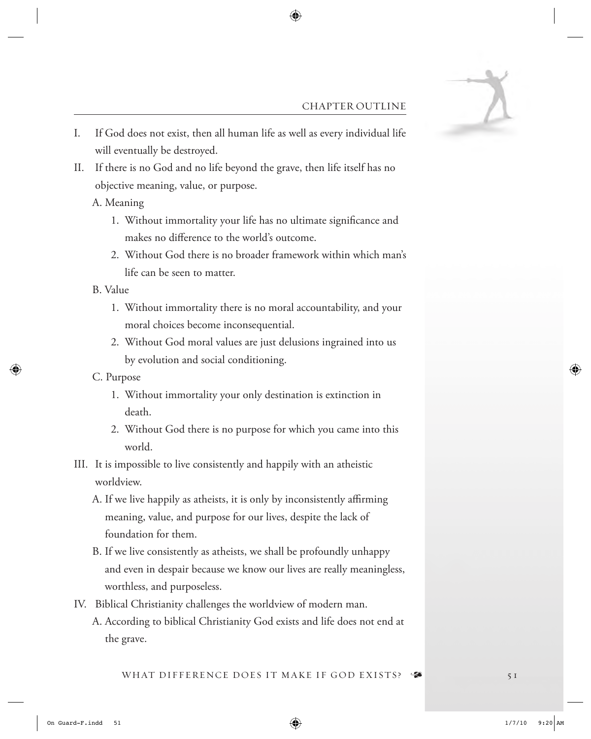## CHAPTER OUTLINE

I. If God does not exist, then all human life as well as every individual life will eventually be destroyed.

II. If there is no God and no life beyond the grave, then life itself has no objective meaning, value, or purpose.

   A. Meaning

      1. Without immortality your life has no ultimate significance and makes no difference to the world's outcome.
      2. Without God there is no broader framework within which man's life can be seen to matter.

   B. Value

      1. Without immortality there is no moral accountability, and your moral choices become inconsequential.
      2. Without God moral values are just delusions ingrained into us by evolution and social conditioning.

   C. Purpose

      1. Without immortality your only destination is extinction in death.
      2. Without God there is no purpose for which you came into this world.

III. It is impossible to live consistently and happily with an atheistic worldview.

   A. If we live happily as atheists, it is only by inconsistently affirming meaning, value, and purpose for our lives, despite the lack of foundation for them.

   B. If we live consistently as atheists, we shall be profoundly unhappy and even in despair because we know our lives are really meaningless, worthless, and purposeless.

IV. Biblical Christianity challenges the worldview of modern man.

   A. According to biblical Christianity God exists and life does not end at the grave.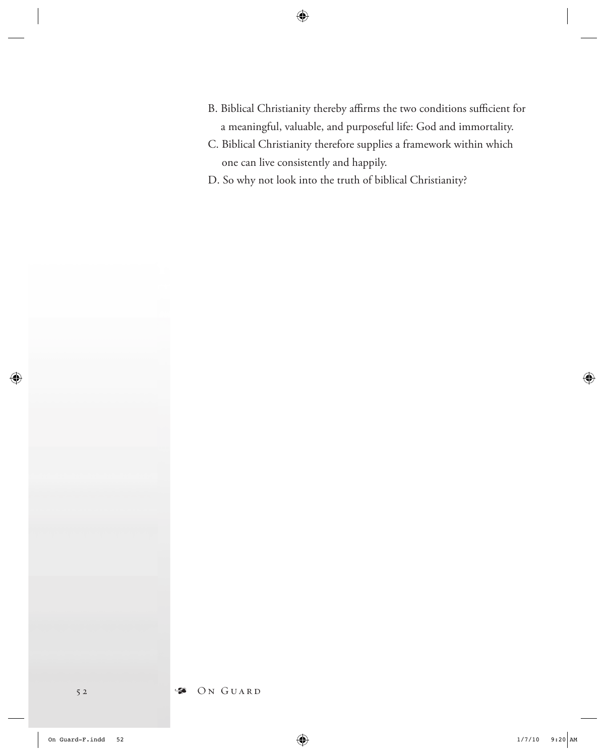B. Biblical Christianity thereby affirms the two conditions sufficient for a meaningful, valuable, and purposeful life: God and immortality.

C. Biblical Christianity therefore supplies a framework within which one can live consistently and happily.

D. So why not look into the truth of biblical Christianity?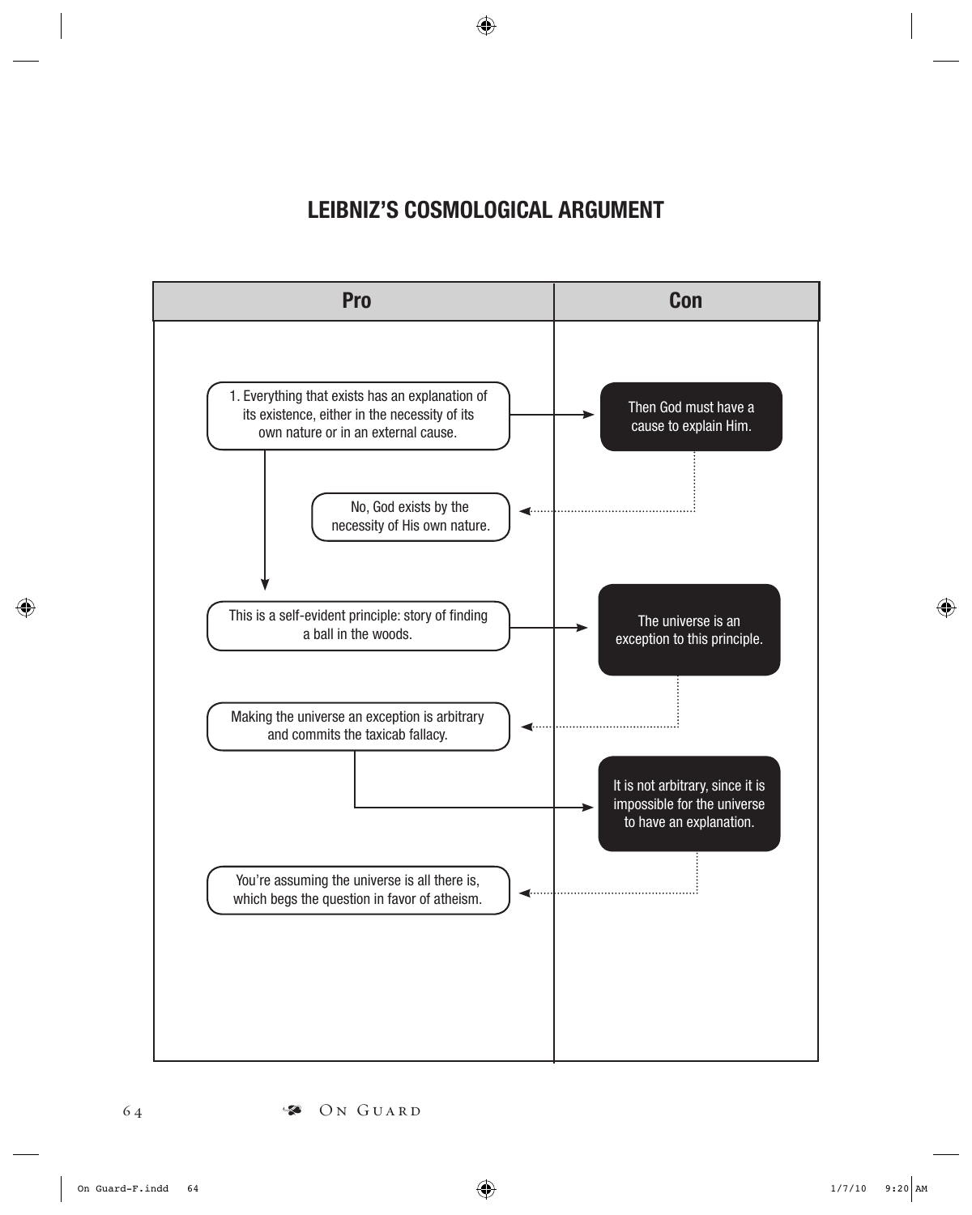## LEIBNIZ'S COSMOLOGICAL ARGUMENT

| Pro | Con |
|---|---|
| 1. Everything that exists has an explanation of its existence, either in the necessity of its own nature or in an external cause. | Then God must have a cause to explain Him. |
| No, God exists by the necessity of His own nature. | |
| This is a self-evident principle: story of finding a ball in the woods. | The universe is an exception to this principle. |
| Making the universe an exception is arbitrary and commits the taxicab fallacy. | It is not arbitrary, since it is impossible for the universe to have an explanation. |
| You're assuming the universe is all there is, which begs the question in favor of atheism. | |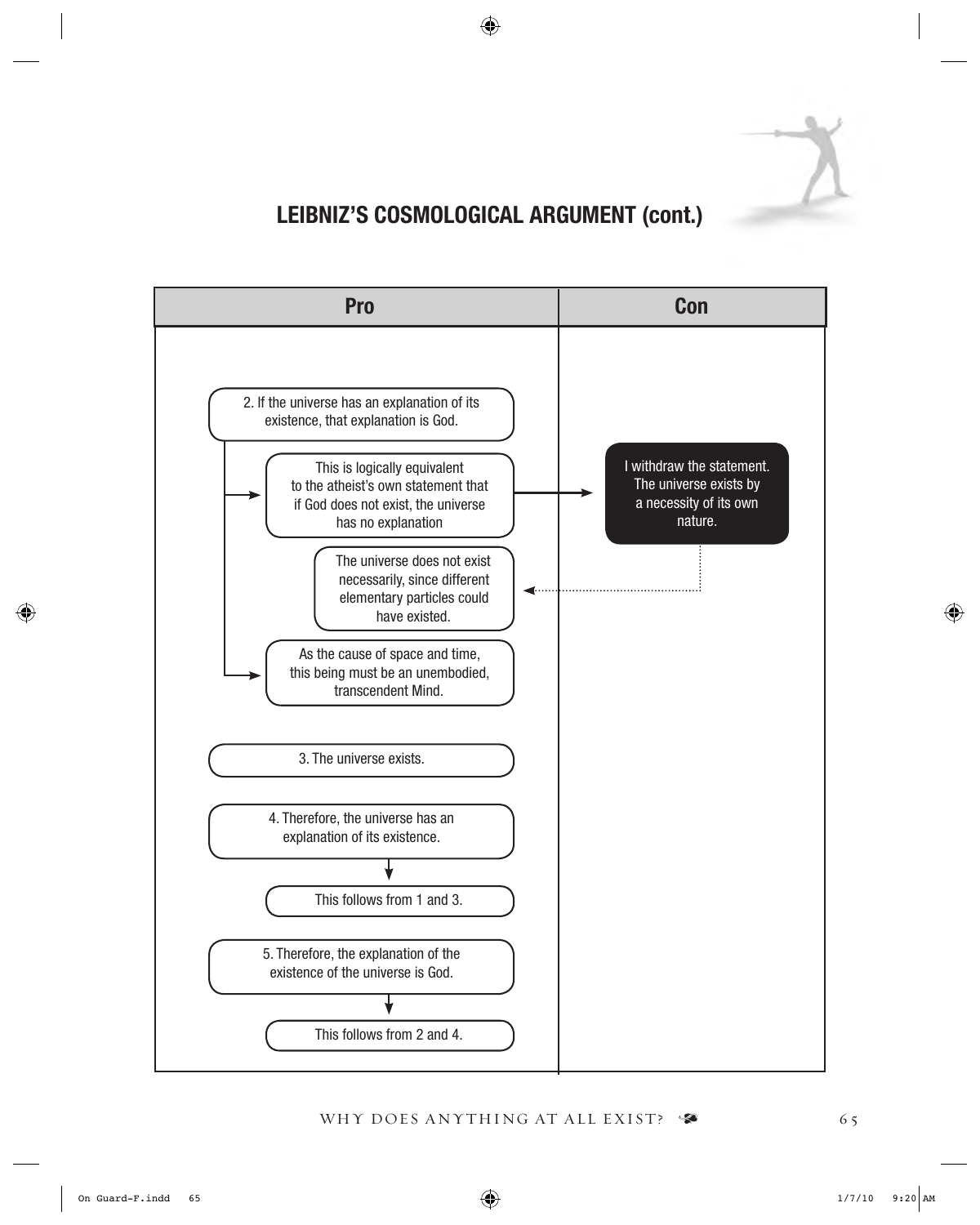## LEIBNIZ'S COSMOLOGICAL ARGUMENT (cont.)

| Pro | Con |
| --- | --- |
| 2. If the universe has an explanation of its existence, that explanation is God. | |
| → This is logically equivalent to the atheist's own statement that if God does not exist, the universe has no explanation | → I withdraw the statement. The universe exists by a necessity of its own nature. |
| ← The universe does not exist necessarily, since different elementary particles could have existed. | |
| → As the cause of space and time, this being must be an unembodied, transcendent Mind. | |
| 3. The universe exists. | |
| 4. Therefore, the universe has an explanation of its existence. | |
| ↓ This follows from 1 and 3. | |
| 5. Therefore, the explanation of the existence of the universe is God. | |
| ↓ This follows from 2 and 4. | |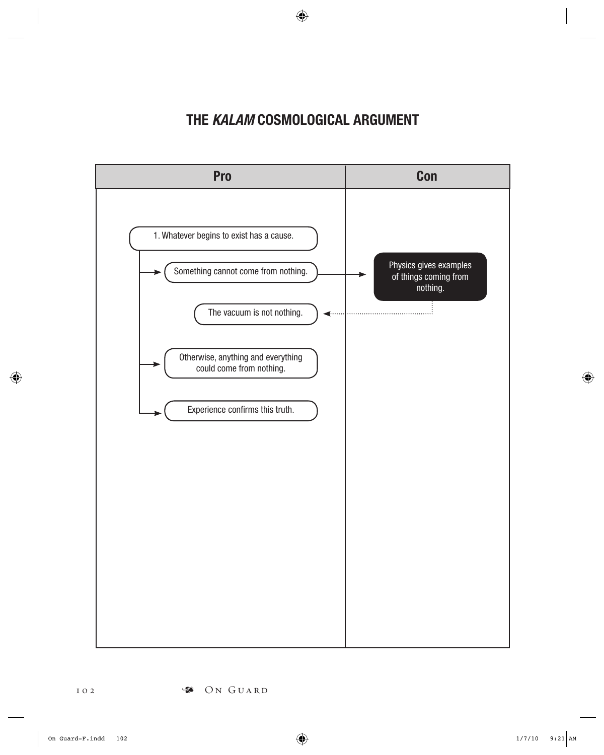# THE *KALAM* COSMOLOGICAL ARGUMENT

| Pro | Con |
| --- | --- |
| 1. Whatever begins to exist has a cause. | |
| Something cannot come from nothing. | Physics gives examples of things coming from nothing. |
| The vacuum is not nothing. | |
| Otherwise, anything and everything could come from nothing. | |
| Experience confirms this truth. | |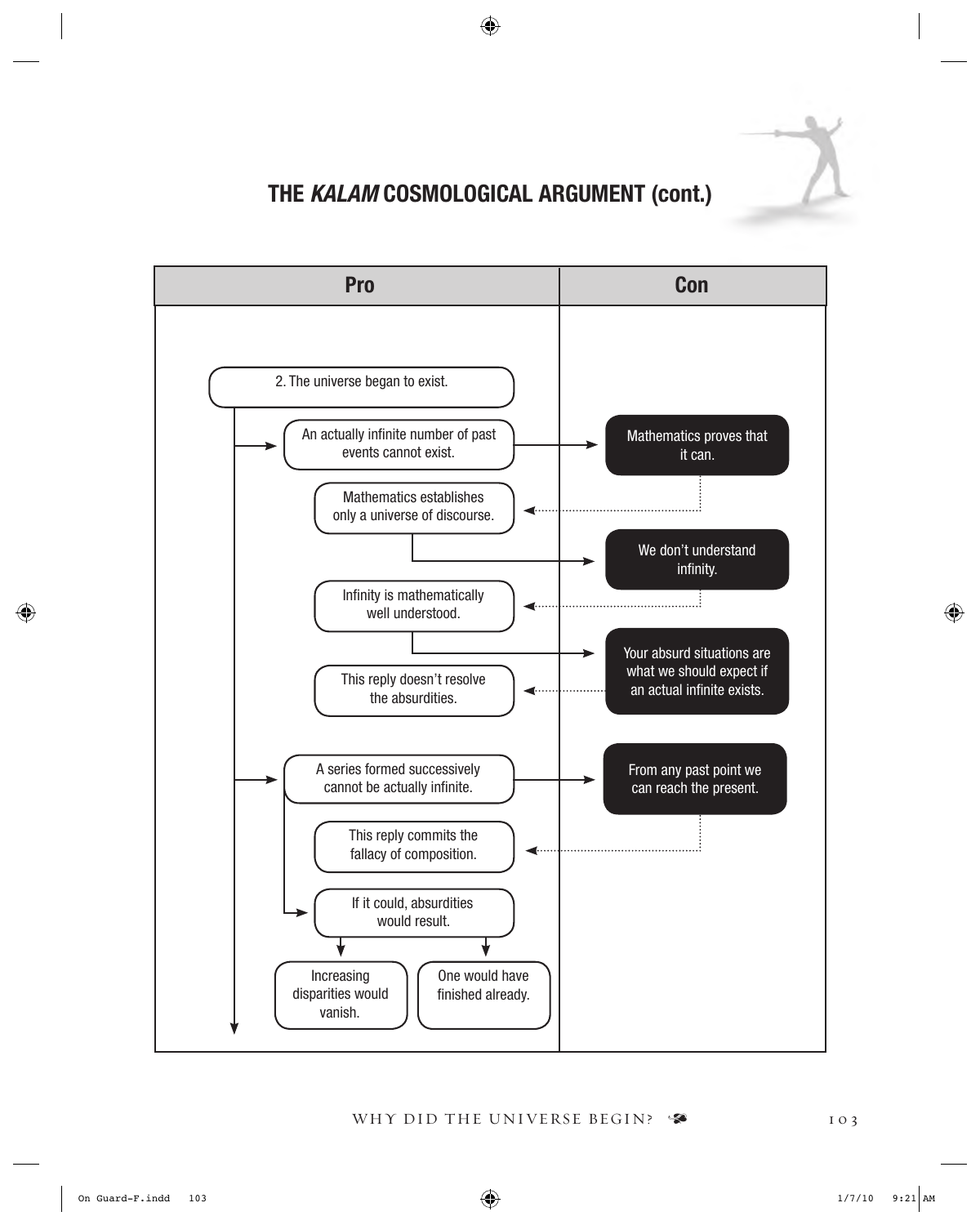## THE *KALAM* COSMOLOGICAL ARGUMENT (cont.)

| Pro | Con |
| --- | --- |
| 2. The universe began to exist. | |
| An actually infinite number of past events cannot exist. | Mathematics proves that it can. |
| Mathematics establishes only a universe of discourse. | We don't understand infinity. |
| Infinity is mathematically well understood. | Your absurd situations are what we should expect if an actual infinite exists. |
| This reply doesn't resolve the absurdities. | |
| A series formed successively cannot be actually infinite. | From any past point we can reach the present. |
| This reply commits the fallacy of composition. | |
| If it could, absurdities would result. | |
| Increasing disparities would vanish. | |
| One would have finished already. | |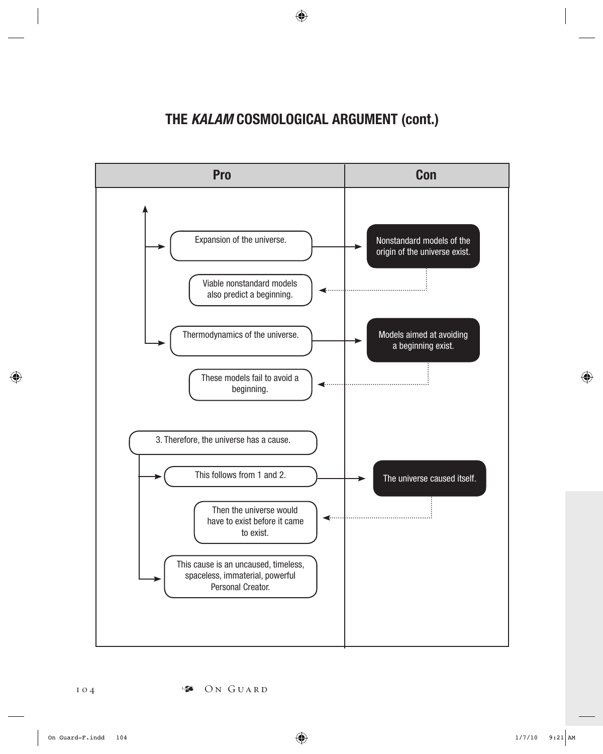## THE *KALAM* COSMOLOGICAL ARGUMENT (cont.)

| Pro | Con |
|---|---|
| Expansion of the universe. | Nonstandard models of the origin of the universe exist. |
| Viable nonstandard models also predict a beginning. | |
| Thermodynamics of the universe. | Models aimed at avoiding a beginning exist. |
| These models fail to avoid a beginning. | |
| 3. Therefore, the universe has a cause. | |
| This follows from 1 and 2. | The universe caused itself. |
| Then the universe would have to exist before it came to exist. | |
| This cause is an uncaused, timeless, spaceless, immaterial, powerful Personal Creator. | |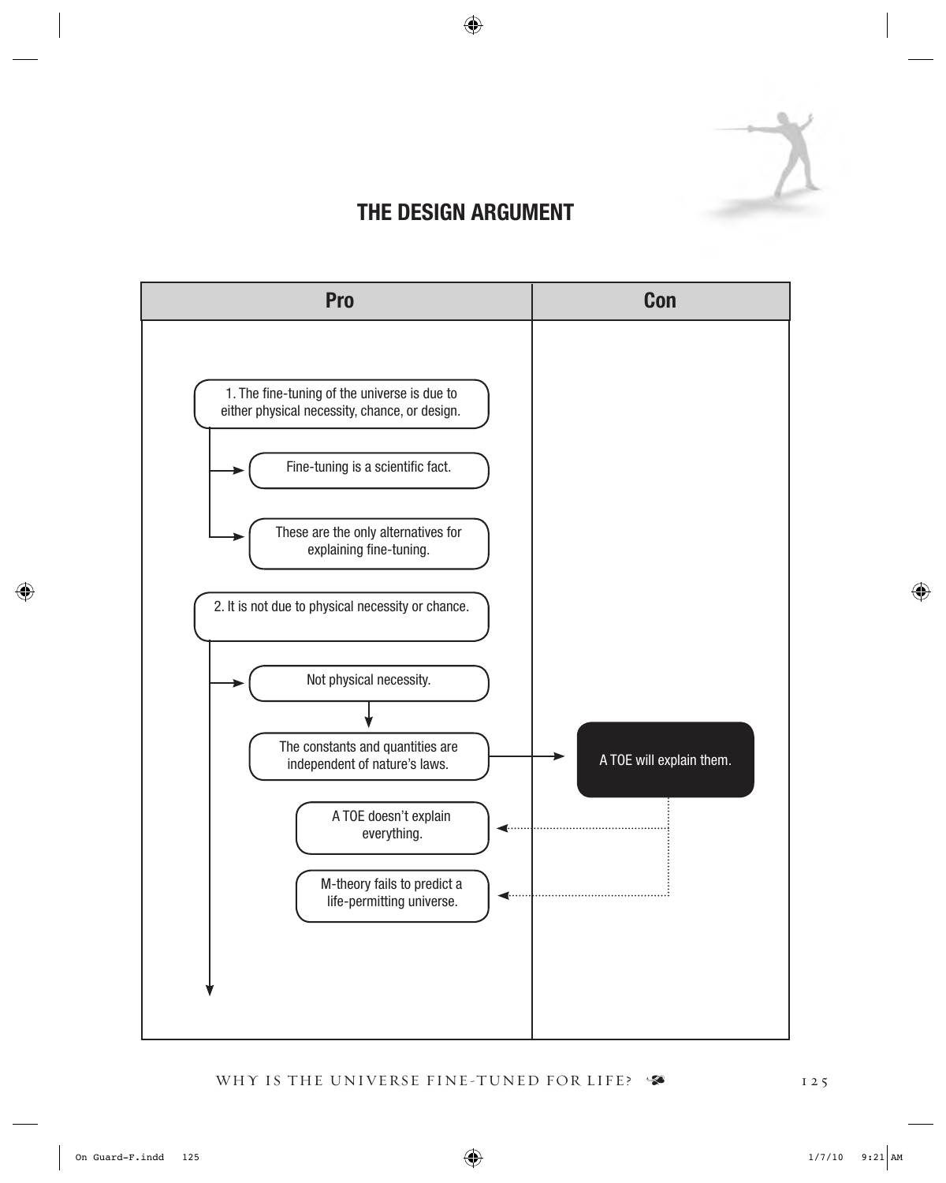## THE DESIGN ARGUMENT

| Pro | Con |
|---|---|
| 1. The fine-tuning of the universe is due to either physical necessity, chance, or design. | |
| → Fine-tuning is a scientific fact. | |
| → These are the only alternatives for explaining fine-tuning. | |
| 2. It is not due to physical necessity or chance. | |
| → Not physical necessity. | |
| ↓ The constants and quantities are independent of nature's laws. → | A TOE will explain them. |
| A TOE doesn't explain everything. ← | |
| M-theory fails to predict a life-permitting universe. ← | |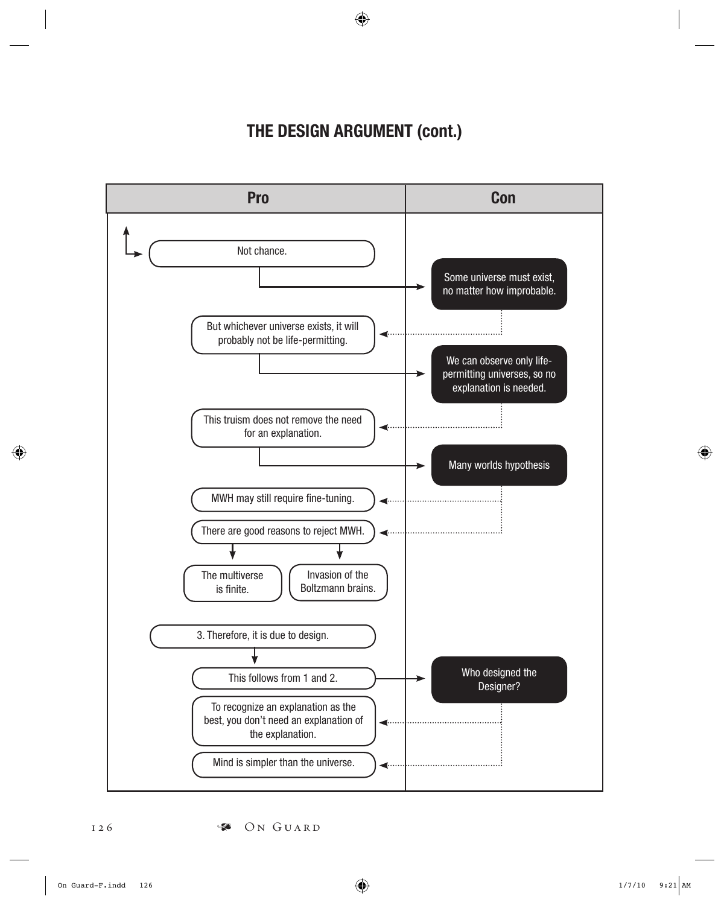# THE DESIGN ARGUMENT (cont.)

| Pro | Con |
|---|---|
| Not chance. | |
| | Some universe must exist, no matter how improbable. |
| But whichever universe exists, it will probably not be life-permitting. | |
| | We can observe only life-permitting universes, so no explanation is needed. |
| This truism does not remove the need for an explanation. | |
| | Many worlds hypothesis |
| MWH may still require fine-tuning. | |
| There are good reasons to reject MWH. | |
| The multiverse is finite. | |
| Invasion of the Boltzmann brains. | |
| 3. Therefore, it is due to design. | |
| This follows from 1 and 2. | |
| | Who designed the Designer? |
| To recognize an explanation as the best, you don't need an explanation of the explanation. | |
| Mind is simpler than the universe. | |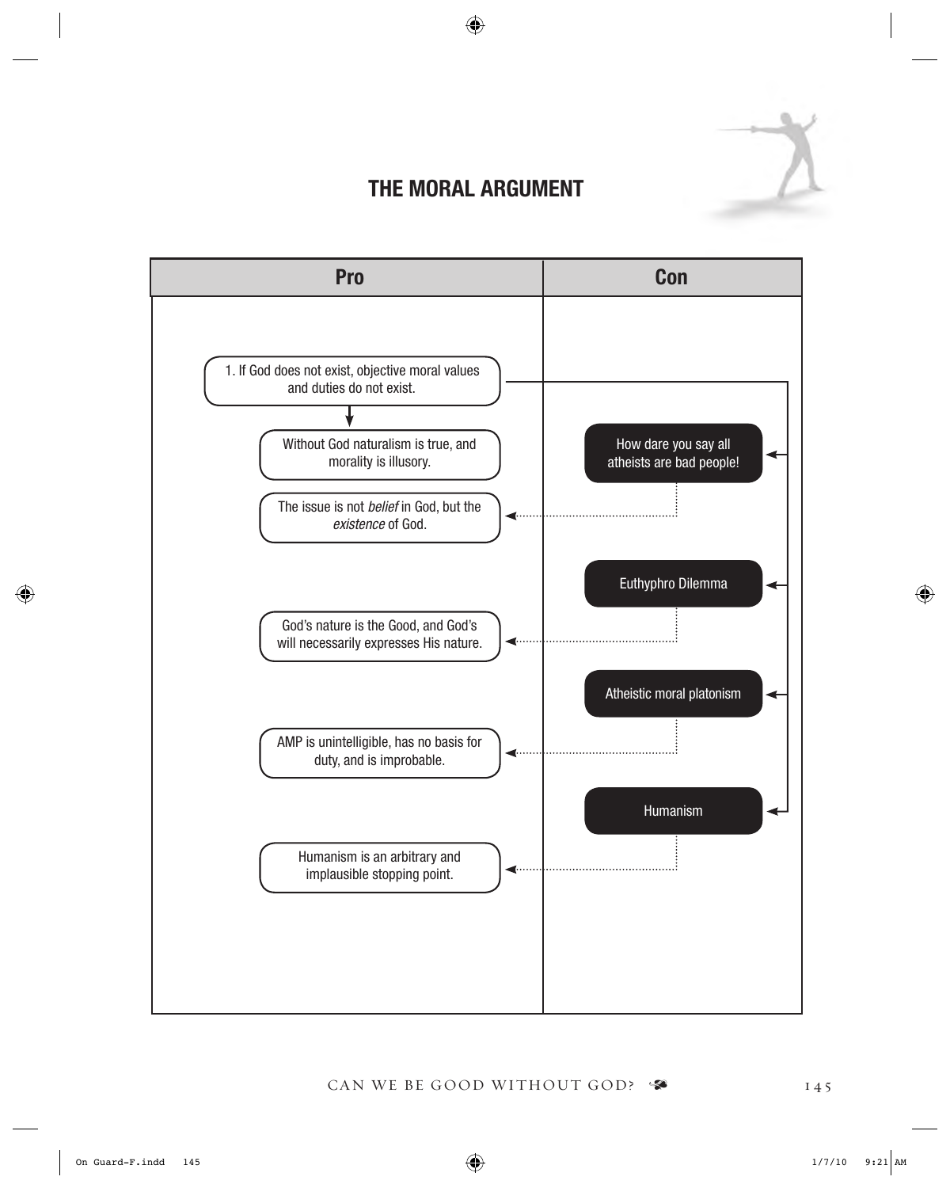## THE MORAL ARGUMENT

| Pro | Con |
|---|---|
| 1. If God does not exist, objective moral values and duties do not exist. | |
| Without God naturalism is true, and morality is illusory. | How dare you say all atheists are bad people! |
| The issue is not *belief* in God, but the *existence* of God. | |
| | Euthyphro Dilemma |
| God's nature is the Good, and God's will necessarily expresses His nature. | |
| | Atheistic moral platonism |
| AMP is unintelligible, has no basis for duty, and is improbable. | |
| | Humanism |
| Humanism is an arbitrary and implausible stopping point. | |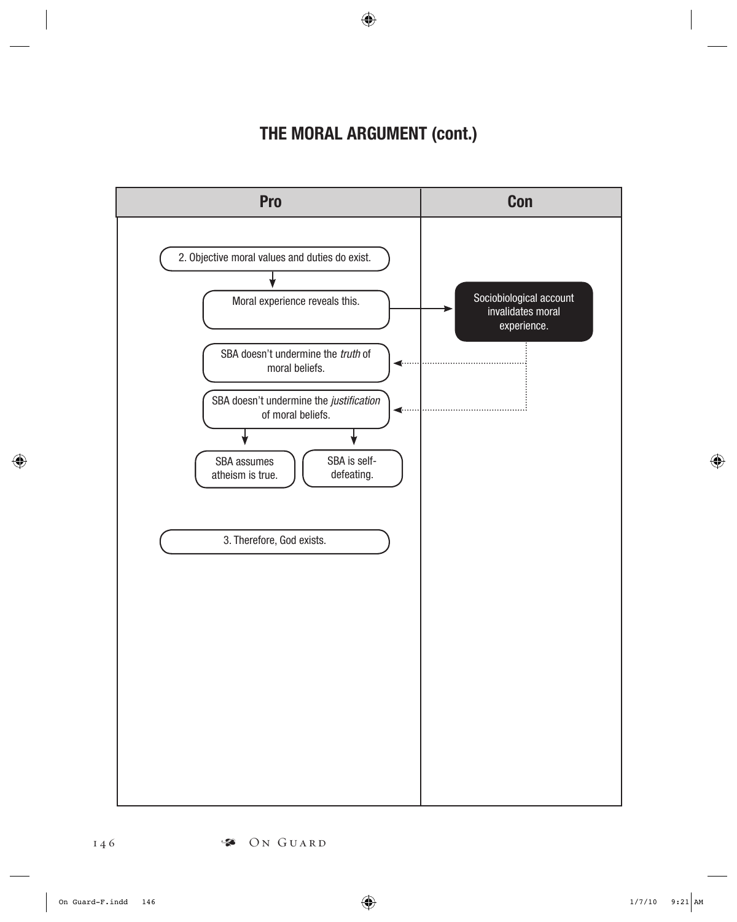## THE MORAL ARGUMENT (cont.)

| Pro | Con |
|---|---|
| 2. Objective moral values and duties do exist. | |
| Moral experience reveals this. | Sociobiological account invalidates moral experience. |
| SBA doesn't undermine the *truth* of moral beliefs. | |
| SBA doesn't undermine the *justification* of moral beliefs. | |
| SBA assumes atheism is true. | |
| SBA is self-defeating. | |
| 3. Therefore, God exists. | |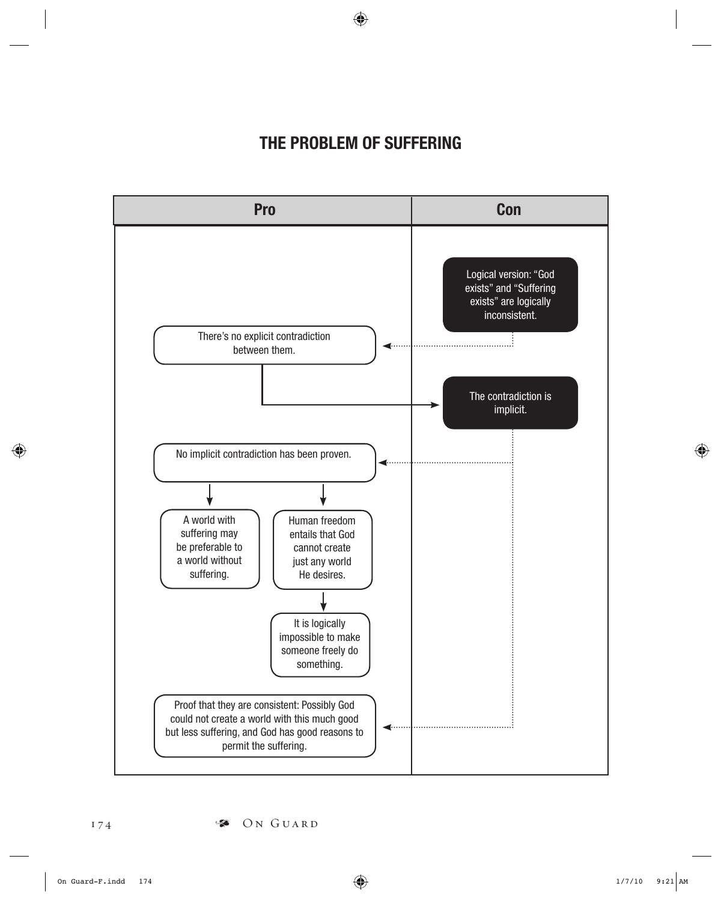# THE PROBLEM OF SUFFERING

| Pro | Con |
| --- | --- |
| | Logical version: "God exists" and "Suffering exists" are logically inconsistent. |
| There's no explicit contradiction between them. | |
| | The contradiction is implicit. |
| No implicit contradiction has been proven. | |
| A world with suffering may be preferable to a world without suffering. | |
| Human freedom entails that God cannot create just any world He desires. | |
| It is logically impossible to make someone freely do something. | |
| Proof that they are consistent: Possibly God could not create a world with this much good but less suffering, and God has good reasons to permit the suffering. | |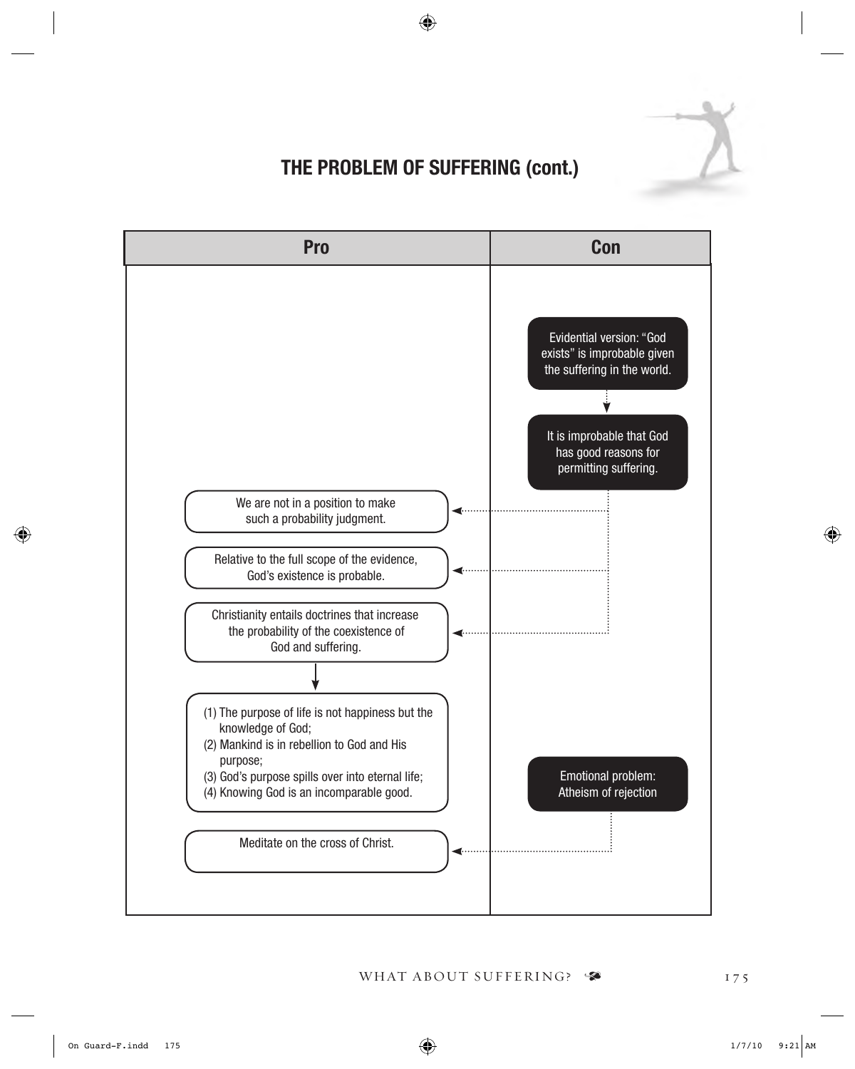## THE PROBLEM OF SUFFERING (cont.)

| Pro | Con |
|---|---|
| | Evidential version: "God exists" is improbable given the suffering in the world. |
| | It is improbable that God has good reasons for permitting suffering. |
| We are not in a position to make such a probability judgment. | |
| Relative to the full scope of the evidence, God's existence is probable. | |
| Christianity entails doctrines that increase the probability of the coexistence of God and suffering. | |
| (1) The purpose of life is not happiness but the knowledge of God; (2) Mankind is in rebellion to God and His purpose; (3) God's purpose spills over into eternal life; (4) Knowing God is an incomparable good. | Emotional problem: Atheism of rejection |
| Meditate on the cross of Christ. | |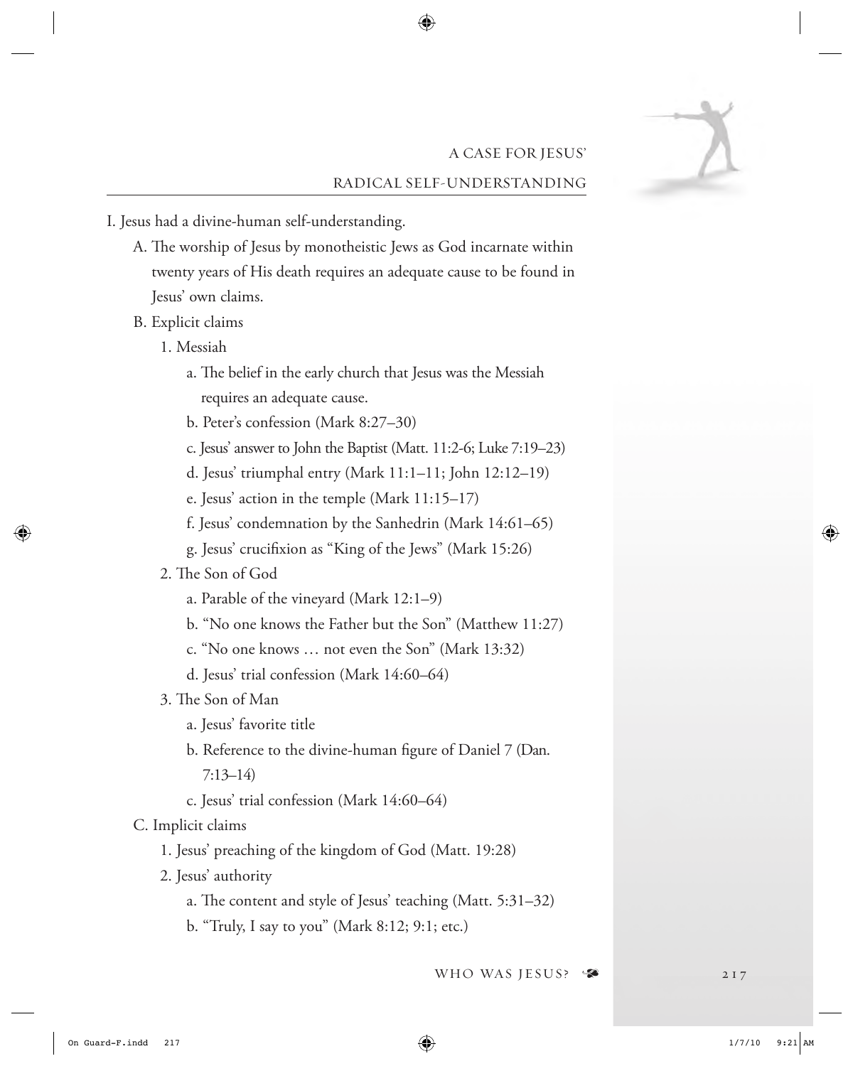## A Case for Jesus' Radical Self-Understanding

I. Jesus had a divine-human self-understanding.

- A. The worship of Jesus by monotheistic Jews as God incarnate within twenty years of His death requires an adequate cause to be found in Jesus' own claims.
- B. Explicit claims
  - 1. Messiah
    - a. The belief in the early church that Jesus was the Messiah requires an adequate cause.
    - b. Peter's confession (Mark 8:27–30)
    - c. Jesus' answer to John the Baptist (Matt. 11:2-6; Luke 7:19–23)
    - d. Jesus' triumphal entry (Mark 11:1–11; John 12:12–19)
    - e. Jesus' action in the temple (Mark 11:15–17)
    - f. Jesus' condemnation by the Sanhedrin (Mark 14:61–65)
    - g. Jesus' crucifixion as "King of the Jews" (Mark 15:26)
  - 2. The Son of God
    - a. Parable of the vineyard (Mark 12:1–9)
    - b. "No one knows the Father but the Son" (Matthew 11:27)
    - c. "No one knows … not even the Son" (Mark 13:32)
    - d. Jesus' trial confession (Mark 14:60–64)
  - 3. The Son of Man
    - a. Jesus' favorite title
    - b. Reference to the divine-human figure of Daniel 7 (Dan. 7:13–14)
    - c. Jesus' trial confession (Mark 14:60–64)
- C. Implicit claims
  - 1. Jesus' preaching of the kingdom of God (Matt. 19:28)
  - 2. Jesus' authority
    - a. The content and style of Jesus' teaching (Matt. 5:31–32)
    - b. "Truly, I say to you" (Mark 8:12; 9:1; etc.)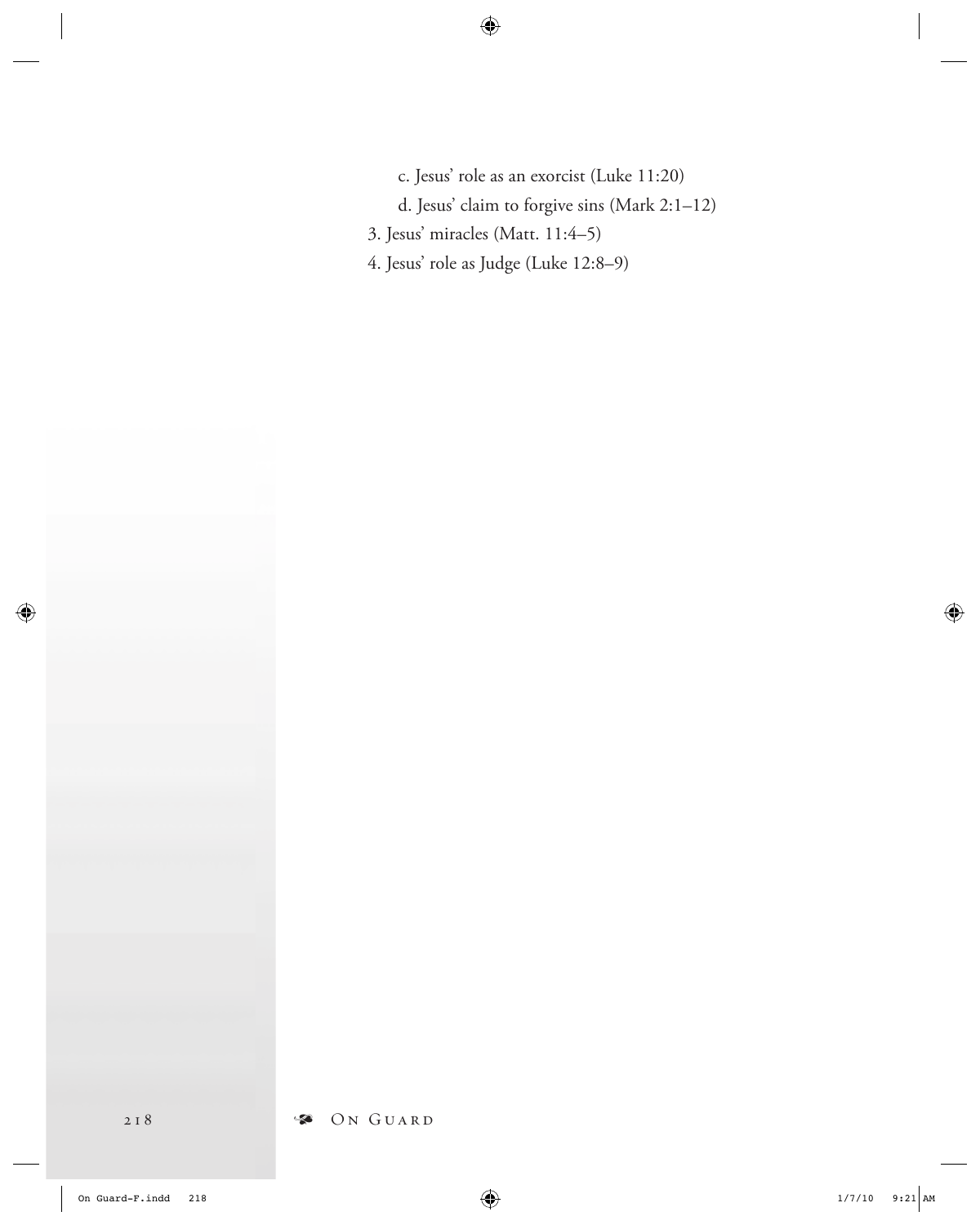c. Jesus' role as an exorcist (Luke 11:20)
    d. Jesus' claim to forgive sins (Mark 2:1–12)
3. Jesus' miracles (Matt. 11:4–5)
4. Jesus' role as Judge (Luke 12:8–9)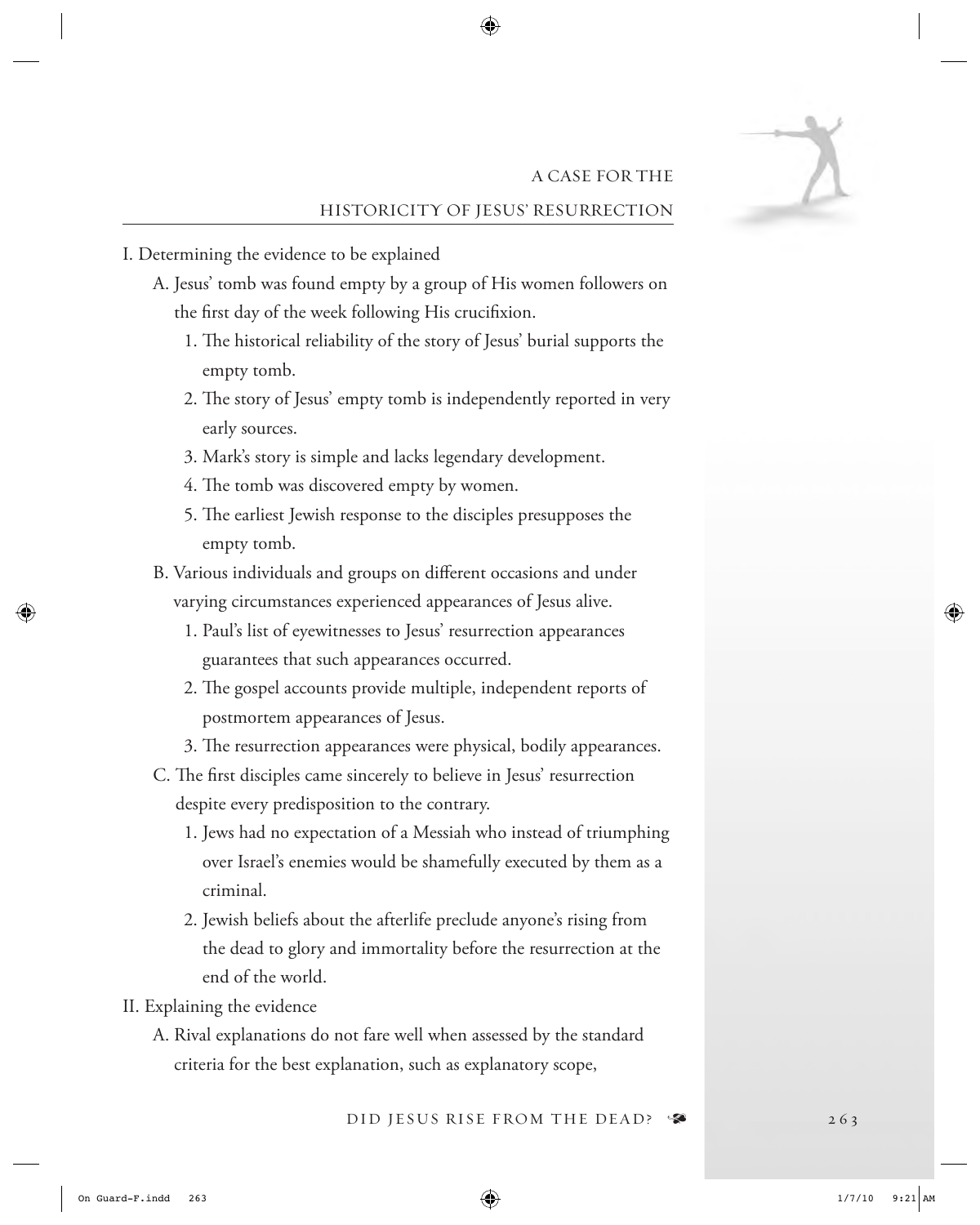## A Case for the Historicity of Jesus' Resurrection

I. Determining the evidence to be explained

   A. Jesus' tomb was found empty by a group of His women followers on the first day of the week following His crucifixion.

      1. The historical reliability of the story of Jesus' burial supports the empty tomb.
      2. The story of Jesus' empty tomb is independently reported in very early sources.
      3. Mark's story is simple and lacks legendary development.
      4. The tomb was discovered empty by women.
      5. The earliest Jewish response to the disciples presupposes the empty tomb.

   B. Various individuals and groups on different occasions and under varying circumstances experienced appearances of Jesus alive.

      1. Paul's list of eyewitnesses to Jesus' resurrection appearances guarantees that such appearances occurred.
      2. The gospel accounts provide multiple, independent reports of postmortem appearances of Jesus.
      3. The resurrection appearances were physical, bodily appearances.

   C. The first disciples came sincerely to believe in Jesus' resurrection despite every predisposition to the contrary.

      1. Jews had no expectation of a Messiah who instead of triumphing over Israel's enemies would be shamefully executed by them as a criminal.
      2. Jewish beliefs about the afterlife preclude anyone's rising from the dead to glory and immortality before the resurrection at the end of the world.

II. Explaining the evidence

   A. Rival explanations do not fare well when assessed by the standard criteria for the best explanation, such as explanatory scope,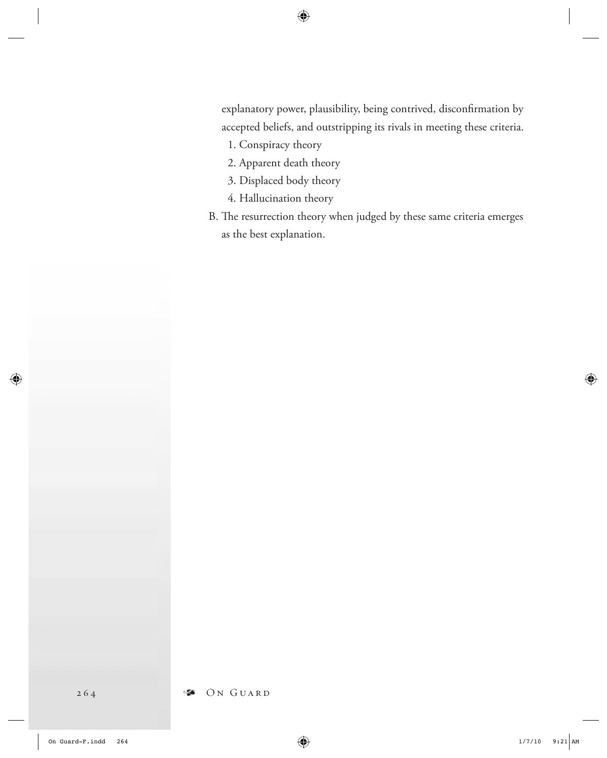explanatory power, plausibility, being contrived, disconfirmation by accepted beliefs, and outstripping its rivals in meeting these criteria.

1. Conspiracy theory
2. Apparent death theory
3. Displaced body theory
4. Hallucination theory

B. The resurrection theory when judged by these same criteria emerges as the best explanation.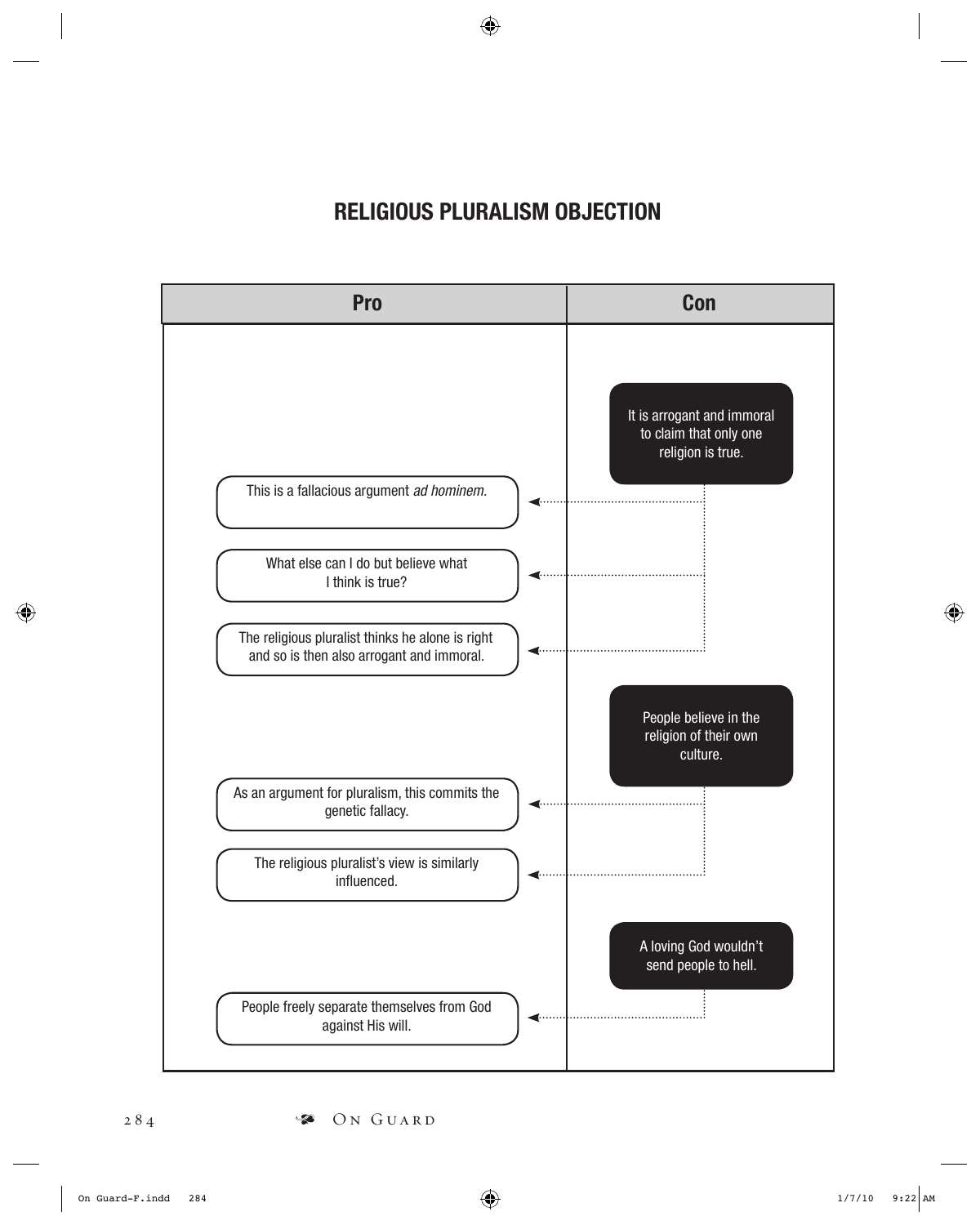# RELIGIOUS PLURALISM OBJECTION

| Pro | Con |
| --- | --- |
| | It is arrogant and immoral to claim that only one religion is true. |
| This is a fallacious argument *ad hominem.* | |
| What else can I do but believe what I think is true? | |
| The religious pluralist thinks he alone is right and so is then also arrogant and immoral. | |
| | People believe in the religion of their own culture. |
| As an argument for pluralism, this commits the genetic fallacy. | |
| The religious pluralist's view is similarly influenced. | |
| | A loving God wouldn't send people to hell. |
| People freely separate themselves from God against His will. | |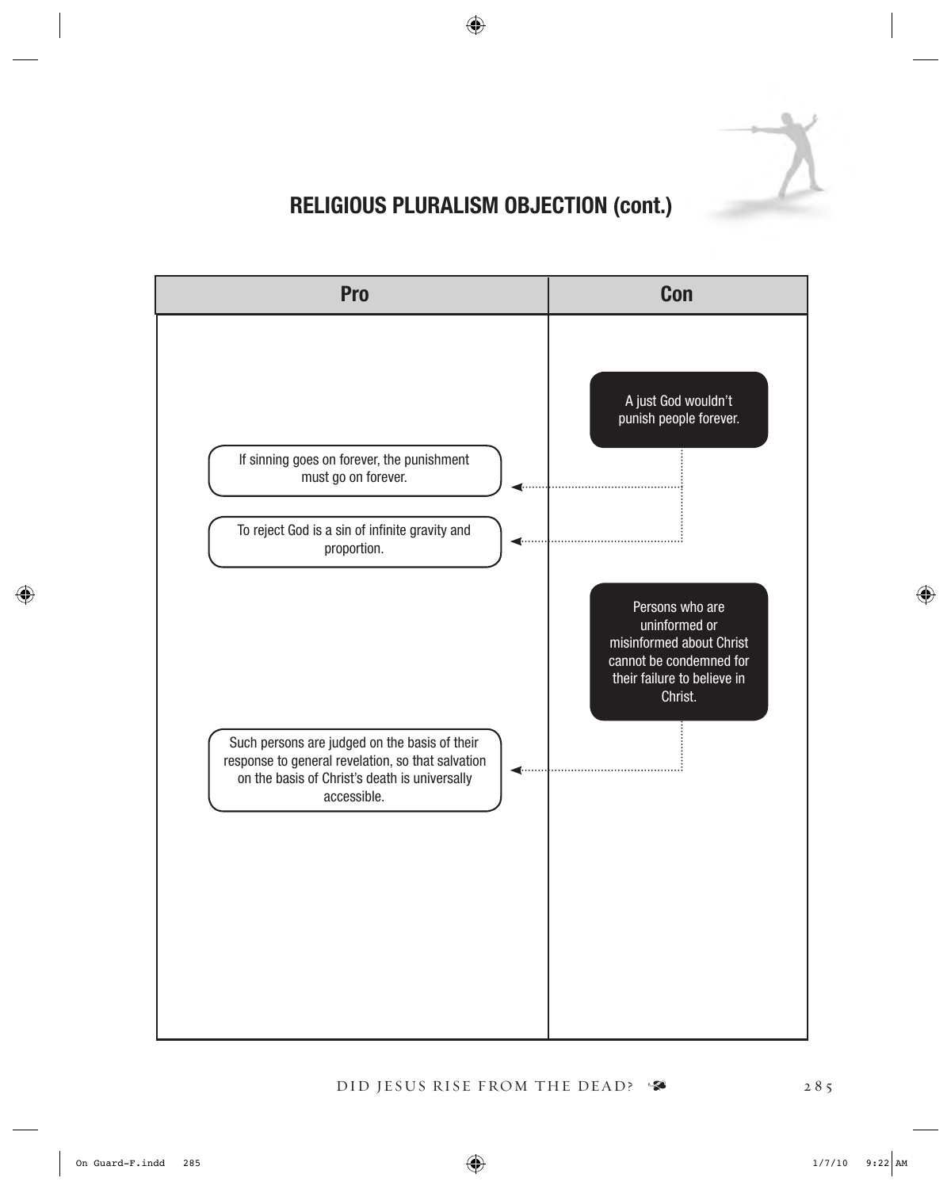## RELIGIOUS PLURALISM OBJECTION (cont.)

| Pro | Con |
| --- | --- |
| | A just God wouldn't punish people forever. |
| If sinning goes on forever, the punishment must go on forever. | |
| To reject God is a sin of infinite gravity and proportion. | |
| | Persons who are uninformed or misinformed about Christ cannot be condemned for their failure to believe in Christ. |
| Such persons are judged on the basis of their response to general revelation, so that salvation on the basis of Christ's death is universally accessible. | |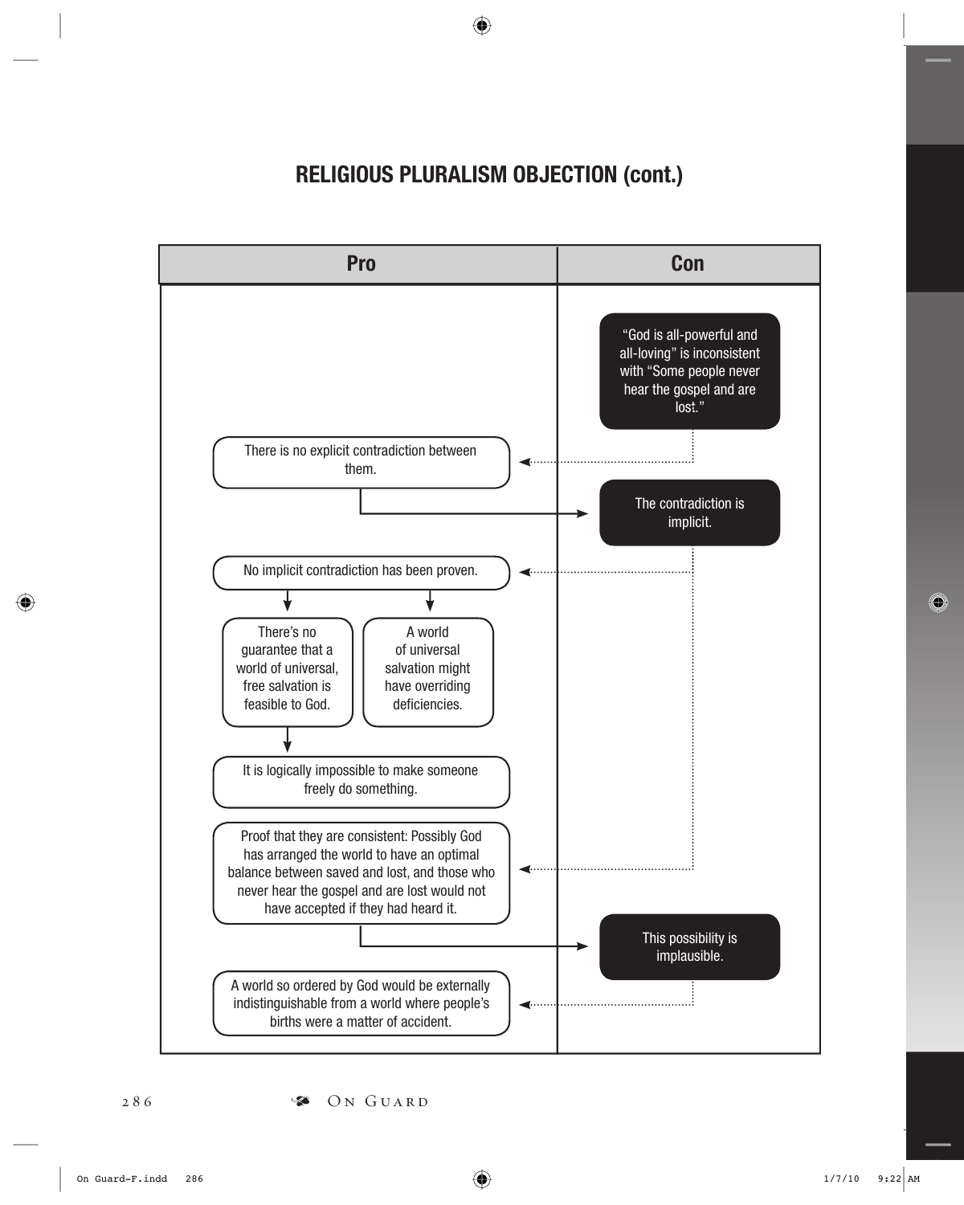## RELIGIOUS PLURALISM OBJECTION (cont.)

| Pro | Con |
|---|---|
| | "God is all-powerful and all-loving" is inconsistent with "Some people never hear the gospel and are lost." |
| There is no explicit contradiction between them. | |
| | The contradiction is implicit. |
| No implicit contradiction has been proven. | |
| There's no guarantee that a world of universal, free salvation is feasible to God. | |
| A world of universal salvation might have overriding deficiencies. | |
| It is logically impossible to make someone freely do something. | |
| Proof that they are consistent: Possibly God has arranged the world to have an optimal balance between saved and lost, and those who never hear the gospel and are lost would not have accepted if they had heard it. | |
| | This possibility is implausible. |
| A world so ordered by God would be externally indistinguishable from a world where people's births were a matter of accident. | |